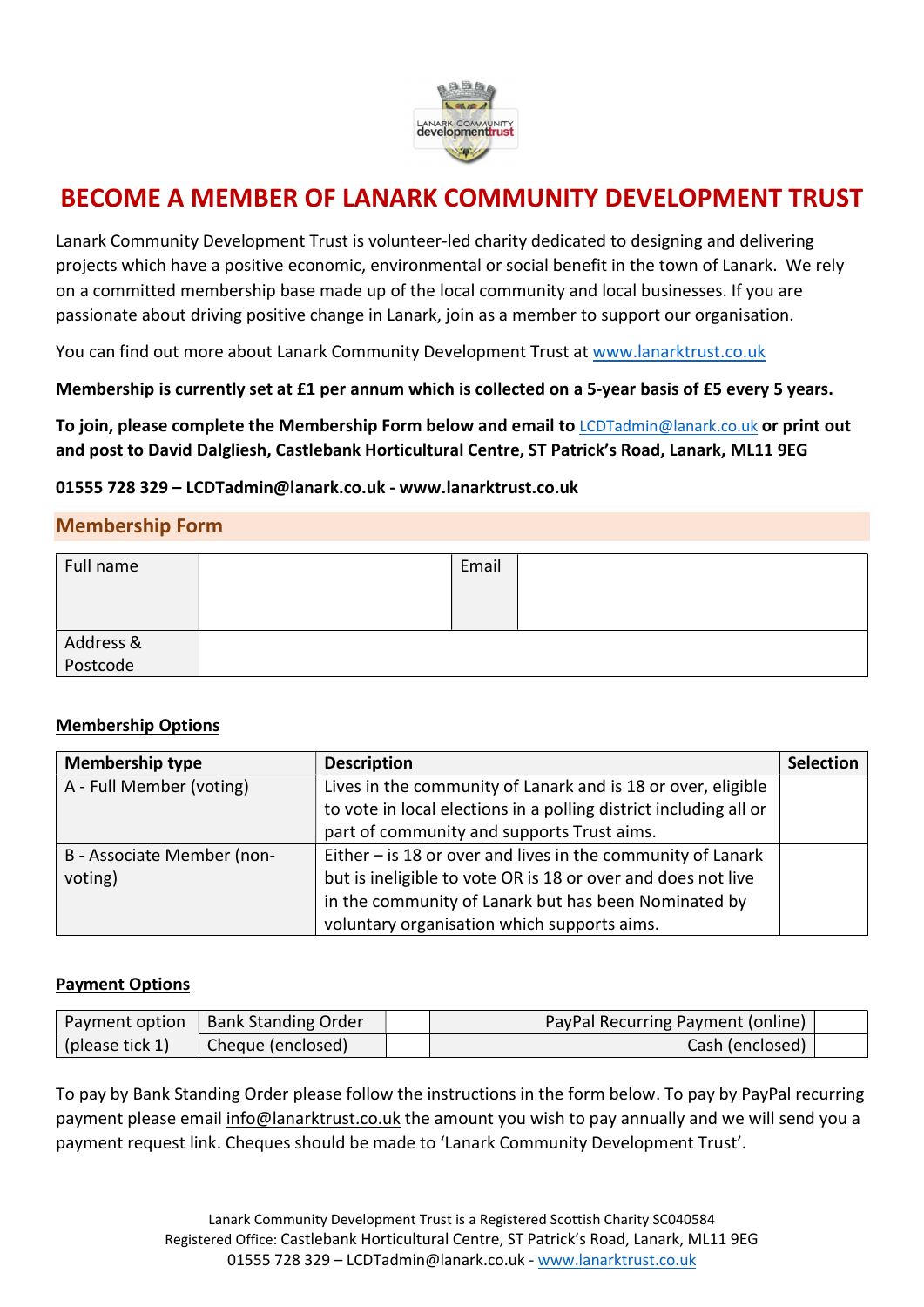# BECOME A MEMBER OF LANARK COMMUNITY DEVELOPMENT TRUST

Lanark Community Development Trust is volunteer-led charity dedicated to designing and delivering projects which have a positive economic, environmental or social benefit in the town of Lanark. We rely on a committed membership base made up of the local community and local businesses. If you are passionate about driving positive change in Lanark, join as a member to support our organisation.

You can find out more about Lanark Community Development Trust at www.lanarktrust.co.uk

**Membership is currently set at £1 per annum which is collected on a 5-year basis of £5 every 5 years.**

**To join, please complete the Membership Form below and email to** LCDTadmin@lanark.co.uk **or print out and post to David Dalgliesh, Castlebank Horticultural Centre, ST Patrick's Road, Lanark, ML11 9EG**

**01555 728 329 – LCDTadmin@lanark.co.uk - www.lanarktrust.co.uk**

## Membership Form

| Full name | | Email | |
|---|---|---|---|
| Address & Postcode | | | |

**Membership Options**

| Membership type | Description | Selection |
|---|---|---|
| A - Full Member (voting) | Lives in the community of Lanark and is 18 or over, eligible to vote in local elections in a polling district including all or part of community and supports Trust aims. | |
| B - Associate Member (non-voting) | Either – is 18 or over and lives in the community of Lanark but is ineligible to vote OR is 18 or over and does not live in the community of Lanark but has been Nominated by voluntary organisation which supports aims. | |

**Payment Options**

| Payment option (please tick 1) | Bank Standing Order | | PayPal Recurring Payment (online) | |
|---|---|---|---|---|
| | Cheque (enclosed) | | Cash (enclosed) | |

To pay by Bank Standing Order please follow the instructions in the form below. To pay by PayPal recurring payment please email info@lanarktrust.co.uk the amount you wish to pay annually and we will send you a payment request link. Cheques should be made to 'Lanark Community Development Trust'.

Lanark Community Development Trust is a Registered Scottish Charity SC040584
Registered Office: Castlebank Horticultural Centre, ST Patrick's Road, Lanark, ML11 9EG
01555 728 329 – LCDTadmin@lanark.co.uk - www.lanarktrust.co.uk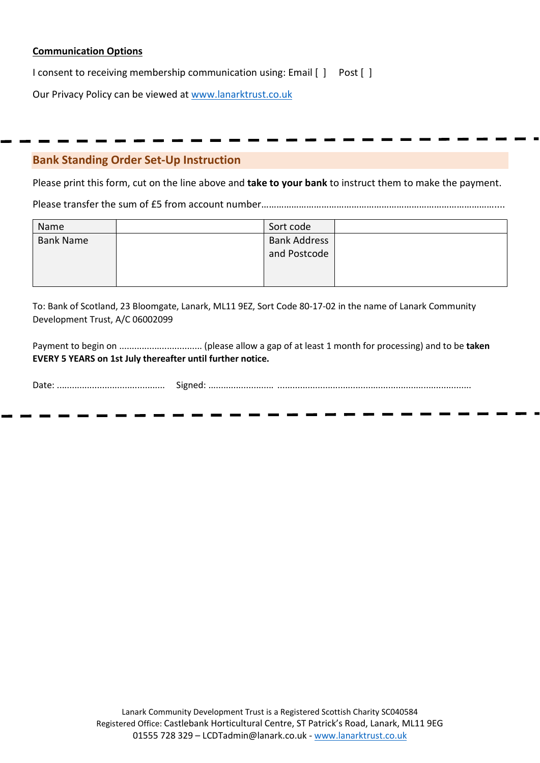**Communication Options**

I consent to receiving membership communication using: Email [ ]    Post [ ]

Our Privacy Policy can be viewed at www.lanarktrust.co.uk

## Bank Standing Order Set-Up Instruction

Please print this form, cut on the line above and **take to your bank** to instruct them to make the payment.

Please transfer the sum of £5 from account number…………………………………………………………………………………..

| | | | |
|---|---|---|---|
| Name | | Sort code | |
| Bank Name | | Bank Address and Postcode | |

To: Bank of Scotland, 23 Bloomgate, Lanark, ML11 9EZ, Sort Code 80-17-02 in the name of Lanark Community Development Trust, A/C 06002099

Payment to begin on ................................ (please allow a gap of at least 1 month for processing) and to be **taken EVERY 5 YEARS on 1st July thereafter until further notice.**

Date: ..........................................    Signed: ......................... ............................................................................

Lanark Community Development Trust is a Registered Scottish Charity SC040584
Registered Office: Castlebank Horticultural Centre, ST Patrick's Road, Lanark, ML11 9EG
01555 728 329 – LCDTadmin@lanark.co.uk - www.lanarktrust.co.uk